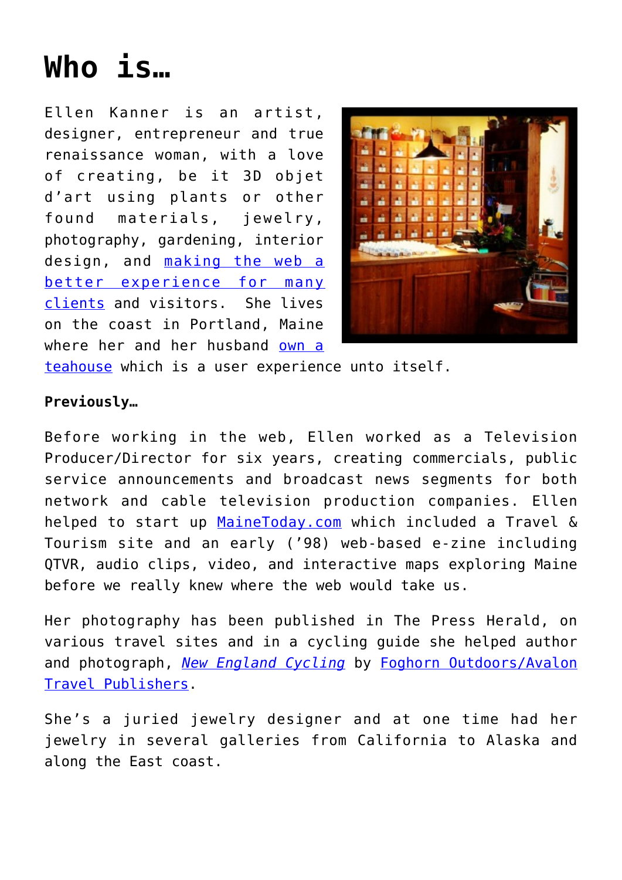# Who is…

Ellen Kanner is an artist, designer, entrepreneur and true renaissance woman, with a love of creating, be it 3D objet d'art using plants or other found materials, jewelry, photography, gardening, interior design, and making the web a better experience for many clients and visitors. She lives on the coast in Portland, Maine where her and her husband own a teahouse which is a user experience unto itself.

**Previously…**

Before working in the web, Ellen worked as a Television Producer/Director for six years, creating commercials, public service announcements and broadcast news segments for both network and cable television production companies. Ellen helped to start up MaineToday.com which included a Travel & Tourism site and an early ('98) web-based e-zine including QTVR, audio clips, video, and interactive maps exploring Maine before we really knew where the web would take us.

Her photography has been published in The Press Herald, on various travel sites and in a cycling guide she helped author and photograph, *New England Cycling* by Foghorn Outdoors/Avalon Travel Publishers.

She's a juried jewelry designer and at one time had her jewelry in several galleries from California to Alaska and along the East coast.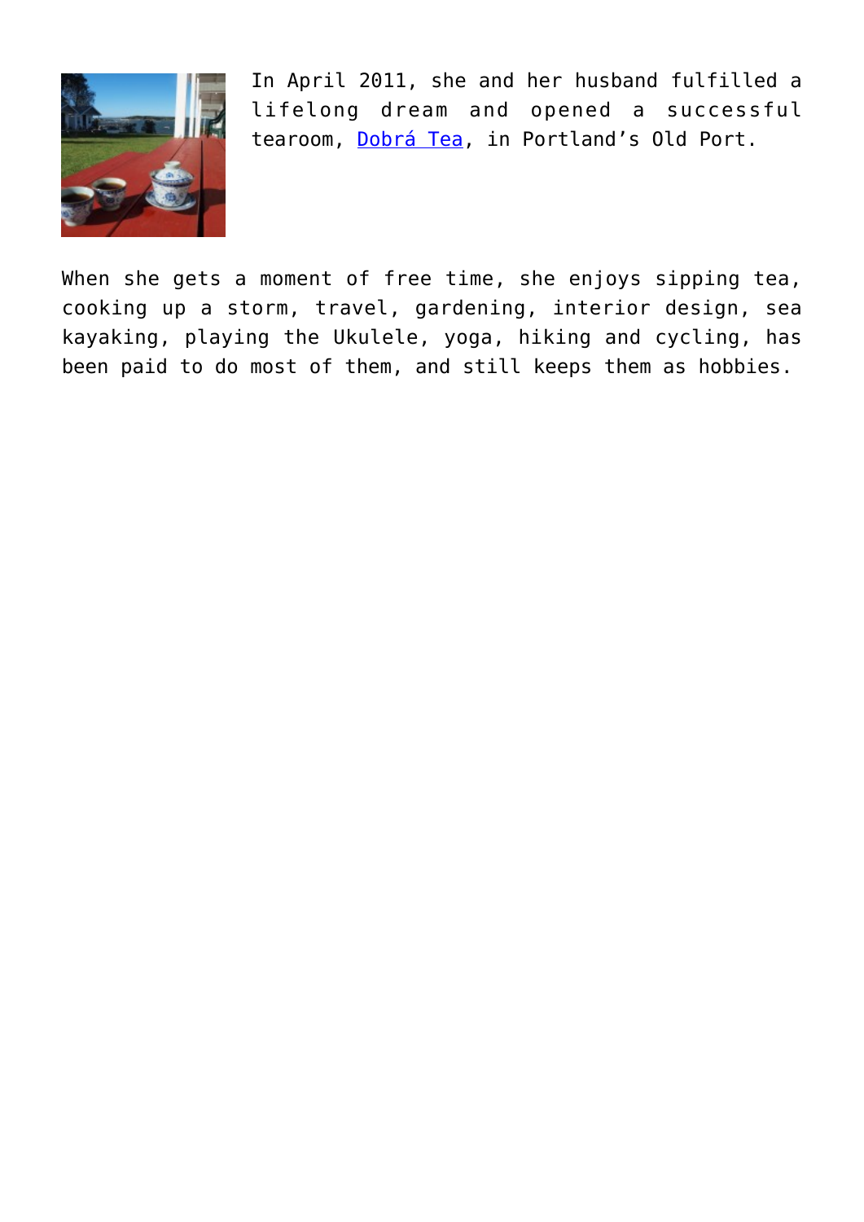In April 2011, she and her husband fulfilled a lifelong dream and opened a successful tearoom, Dobrá Tea, in Portland's Old Port.

When she gets a moment of free time, she enjoys sipping tea, cooking up a storm, travel, gardening, interior design, sea kayaking, playing the Ukulele, yoga, hiking and cycling, has been paid to do most of them, and still keeps them as hobbies.